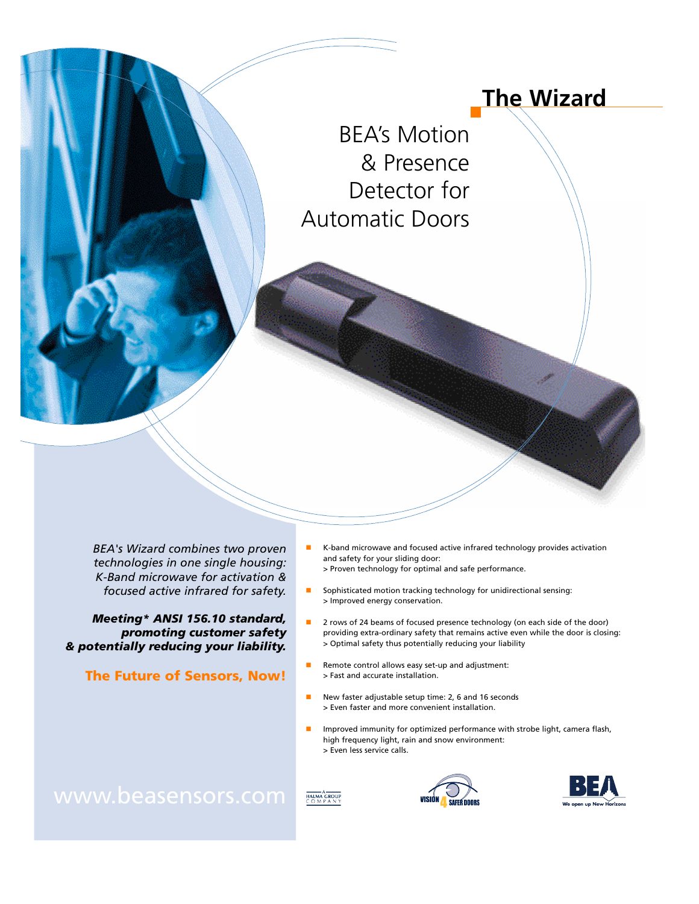# The Wizard

## BEA's Motion & Presence Detector for Automatic Doors

*BEA's Wizard combines two proven technologies in one single housing: K-Band microwave for activation & focused active infrared for safety.*

***Meeting* ANSI 156.10 standard, promoting customer safety & potentially reducing your liability.***

**The Future of Sensors, Now!**

- K-band microwave and focused active infrared technology provides activation and safety for your sliding door:
  > Proven technology for optimal and safe performance.
- Sophisticated motion tracking technology for unidirectional sensing:
  > Improved energy conservation.
- 2 rows of 24 beams of focused presence technology (on each side of the door) providing extra-ordinary safety that remains active even while the door is closing:
  > Optimal safety thus potentially reducing your liability
- Remote control allows easy set-up and adjustment:
  > Fast and accurate installation.
- New faster adjustable setup time: 2, 6 and 16 seconds
  > Even faster and more convenient installation.
- Improved immunity for optimized performance with strobe light, camera flash, high frequency light, rain and snow environment:
  > Even less service calls.

www.beasensors.com

A HALMA GROUP COMPANY

VISION 4 SAFER DOORS

BEA — We open up New Horizons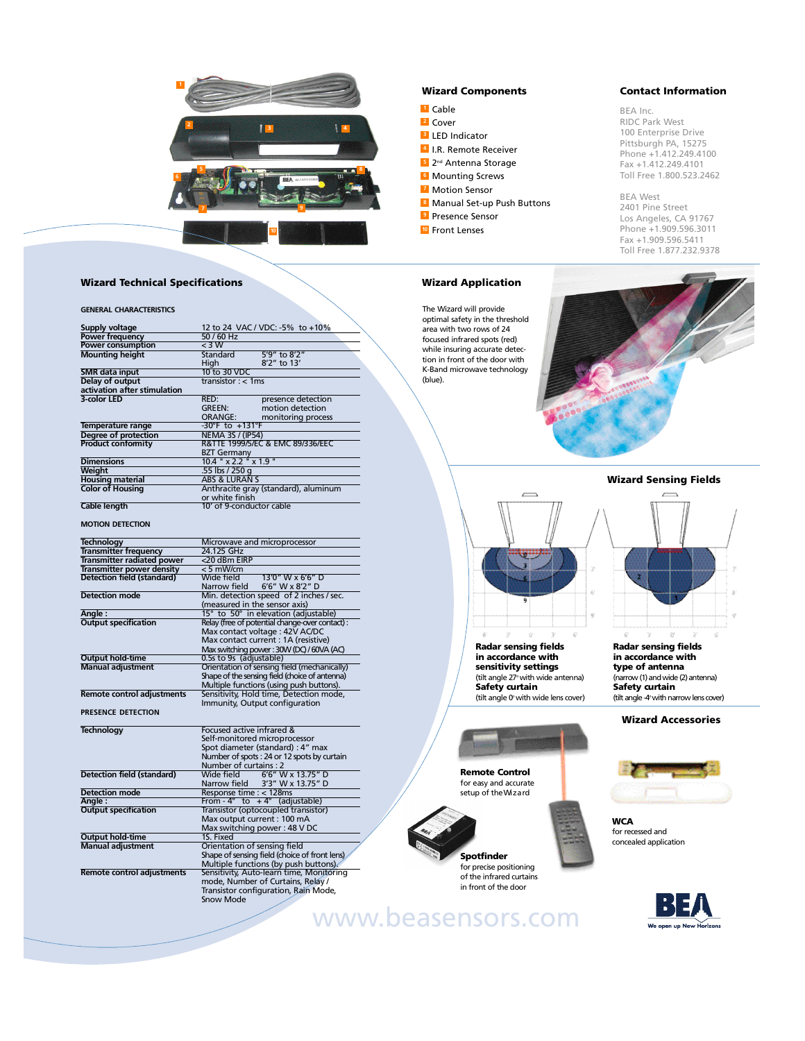## Wizard Components

1. Cable
2. Cover
3. LED Indicator
4. I.R. Remote Receiver
5. 2nd Antenna Storage
6. Mounting Screws
7. Motion Sensor
8. Manual Set-up Push Buttons
9. Presence Sensor
10. Front Lenses

## Contact Information

BEA Inc.
RIDC Park West
100 Enterprise Drive
Pittsburgh PA, 15275
Phone +1.412.249.4100
Fax +1.412.249.4101
Toll Free 1.800.523.2462

BEA West
2401 Pine Street
Los Angeles, CA 91767
Phone +1.909.596.3011
Fax +1.909.596.5411
Toll Free 1.877.232.9378

## Wizard Technical Specifications

### GENERAL CHARACTERISTICS

| | |
|---|---|
| **Supply voltage** | 12 to 24 VAC / VDC: -5% to +10% |
| **Power frequency** | 50 / 60 Hz |
| **Power consumption** | < 3 W |
| **Mounting height** | Standard 5'9" to 8'2"<br>High 8'2" to 13' |
| **SMR data input** | 10 to 30 VDC |
| **Delay of output activation after stimulation** | transistor : < 1ms |
| **3-color LED** | RED: presence detection<br>GREEN: motion detection<br>ORANGE: monitoring process |
| **Temperature range** | -30°F to +131°F |
| **Degree of protection** | NEMA 3S / (IP54) |
| **Product conformity** | R&TTE 1999/5/EC & EMC 89/336/EEC<br>BZT Germany |
| **Dimensions** | 10.4 " x 2.2 " x 1.9 " |
| **Weight** | .55 lbs / 250 g |
| **Housing material** | ABS & LURAN S |
| **Color of Housing** | Anthracite gray (standard), aluminum or white finish |
| **Cable length** | 10' of 9-conductor cable |

### MOTION DETECTION

| | |
|---|---|
| **Technology** | Microwave and microprocessor |
| **Transmitter frequency** | 24.125 GHz |
| **Transmitter radiated power** | <20 dBm EIRP |
| **Transmitter power density** | < 5 mW/cm |
| **Detection field (standard)** | Wide field 13'0" W x 6'6" D<br>Narrow field 6'6" W x 8'2" D |
| **Detection mode** | Min. detection speed of 2 inches / sec. (measured in the sensor axis) |
| **Angle :** | 15° to 50° in elevation (adjustable) |
| **Output specification** | Relay (free of potential change-over contact) :<br>Max contact voltage : 42V AC/DC<br>Max contact current : 1A (resistive)<br>Max switching power : 30W (DC) / 60VA (AC) |
| **Output hold-time** | 0.5s to 9s (adjustable) |
| **Manual adjustment** | Orientation of sensing field (mechanically)<br>Shape of the sensing field (choice of antenna)<br>Multiple functions (using push buttons). |
| **Remote control adjustments** | Sensitivity, Hold time, Detection mode, Immunity, Output configuration |

### PRESENCE DETECTION

| | |
|---|---|
| **Technology** | Focused active infrared &<br>Self-monitored microprocessor<br>Spot diameter (standard) : 4" max<br>Number of spots : 24 or 12 spots by curtain<br>Number of curtains : 2 |
| **Detection field (standard)** | Wide field 6'6" W x 13.75" D<br>Narrow field 3'3" W x 13.75" D |
| **Detection mode** | Response time : < 128ms |
| **Angle :** | From - 4° to + 4° (adjustable) |
| **Output specification** | Transistor (optocoupled transistor)<br>Max output current : 100 mA<br>Max switching power : 48 V DC |
| **Output hold-time** | 1S. Fixed |
| **Manual adjustment** | Orientation of sensing field<br>Shape of sensing field (choice of front lens)<br>Multiple functions (by push buttons). |
| **Remote control adjustments** | Sensitivity, Auto-learn time, Monitoring mode, Number of Curtains, Relay / Transistor configuration, Rain Mode, Snow Mode |

## Wizard Application

The Wizard will provide optimal safety in the threshold area with two rows of 24 focused infrared spots (red) while insuring accurate detection in front of the door with K-Band microwave technology (blue).

## Wizard Sensing Fields

**Radar sensing fields in accordance with sensitivity settings**
(tilt angle 27° with wide antenna)
**Safety curtain**
(tilt angle 0° with wide lens cover)

**Radar sensing fields in accordance with type of antenna**
(narrow (1) and wide (2) antenna)
**Safety curtain**
(tilt angle -4° with narrow lens cover)

## Wizard Accessories

**Remote Control**
for easy and accurate setup of the Wizard

**Spotfinder**
for precise positioning of the infrared curtains in front of the door

**WCA**
for recessed and concealed application

www.beasensors.com

BEA
We open up New Horizons